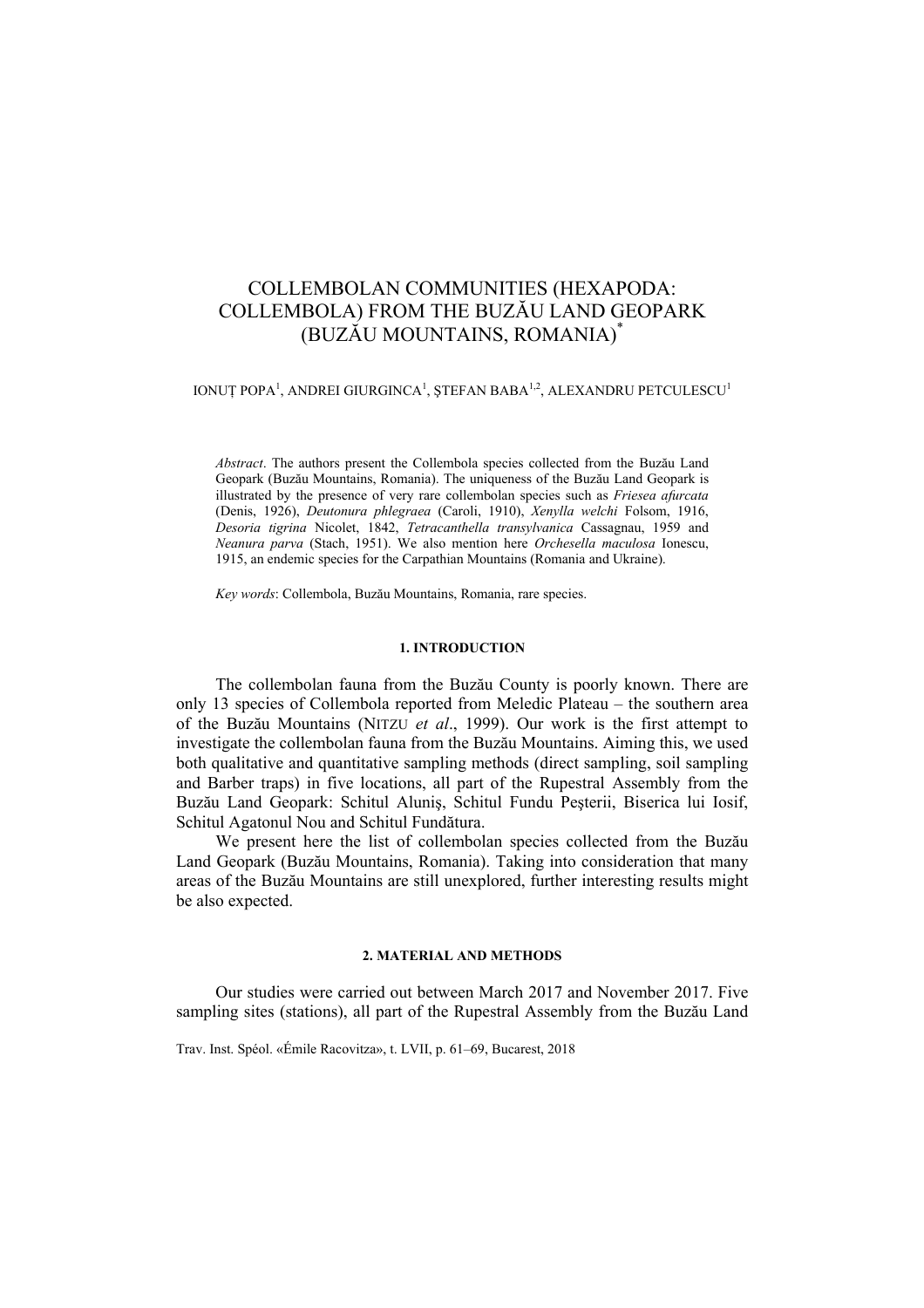# COLLEMBOLAN COMMUNITIES (HEXAPODA: COLLEMBOLA) FROM THE BUZĂU LAND GEOPARK (BUZĂU MOUNTAINS, ROMANIA)*

IONUȚ POPA[1], ANDREI GIURGINCA[1], ȘTEFAN BABA[1,2], ALEXANDRU PETCULESCU[1]

*Abstract*. The authors present the Collembola species collected from the Buzău Land Geopark (Buzău Mountains, Romania). The uniqueness of the Buzău Land Geopark is illustrated by the presence of very rare collembolan species such as *Friesea afurcata* (Denis, 1926), *Deutonura phlegraea* (Caroli, 1910), *Xenylla welchi* Folsom, 1916, *Desoria tigrina* Nicolet, 1842, *Tetracanthella transylvanica* Cassagnau, 1959 and *Neanura parva* (Stach, 1951). We also mention here *Orchesella maculosa* Ionescu, 1915, an endemic species for the Carpathian Mountains (Romania and Ukraine).

*Key words*: Collembola, Buzău Mountains, Romania, rare species.

## 1. INTRODUCTION

The collembolan fauna from the Buzău County is poorly known. There are only 13 species of Collembola reported from Meledic Plateau – the southern area of the Buzău Mountains (NITZU *et al*., 1999). Our work is the first attempt to investigate the collembolan fauna from the Buzău Mountains. Aiming this, we used both qualitative and quantitative sampling methods (direct sampling, soil sampling and Barber traps) in five locations, all part of the Rupestral Assembly from the Buzău Land Geopark: Schitul Aluniş, Schitul Fundu Peşterii, Biserica lui Iosif, Schitul Agatonul Nou and Schitul Fundătura.

We present here the list of collembolan species collected from the Buzău Land Geopark (Buzău Mountains, Romania). Taking into consideration that many areas of the Buzău Mountains are still unexplored, further interesting results might be also expected.

## 2. MATERIAL AND METHODS

Our studies were carried out between March 2017 and November 2017. Five sampling sites (stations), all part of the Rupestral Assembly from the Buzău Land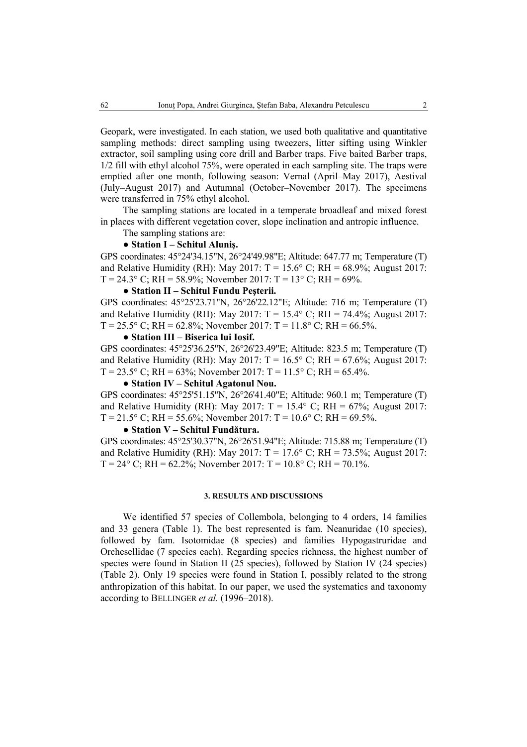Geopark, were investigated. In each station, we used both qualitative and quantitative sampling methods: direct sampling using tweezers, litter sifting using Winkler extractor, soil sampling using core drill and Barber traps. Five baited Barber traps, 1/2 fill with ethyl alcohol 75%, were operated in each sampling site. The traps were emptied after one month, following season: Vernal (April–May 2017), Aestival (July–August 2017) and Autumnal (October–November 2017). The specimens were transferred in 75% ethyl alcohol.

The sampling stations are located in a temperate broadleaf and mixed forest in places with different vegetation cover, slope inclination and antropic influence.

The sampling stations are:

● **Station I – Schitul Aluniş.**

GPS coordinates: 45°24'34.15"N, 26°24'49.98"E; Altitude: 647.77 m; Temperature (T) and Relative Humidity (RH): May 2017: T = 15.6° C; RH = 68.9%; August 2017: T = 24.3° C; RH = 58.9%; November 2017: T = 13° C; RH = 69%.

● **Station II – Schitul Fundu Peşterii.**

GPS coordinates: 45°25'23.71"N, 26°26'22.12"E; Altitude: 716 m; Temperature (T) and Relative Humidity (RH): May 2017: T = 15.4° C; RH = 74.4%; August 2017: T = 25.5° C; RH = 62.8%; November 2017: T = 11.8° C; RH = 66.5%.

● **Station III – Biserica lui Iosif.**

GPS coordinates: 45°25'36.25"N, 26°26'23.49"E; Altitude: 823.5 m; Temperature (T) and Relative Humidity (RH): May 2017: T = 16.5° C; RH = 67.6%; August 2017: T = 23.5° C; RH = 63%; November 2017: T = 11.5° C; RH = 65.4%.

● **Station IV – Schitul Agatonul Nou.**

GPS coordinates: 45°25'51.15"N, 26°26'41.40"E; Altitude: 960.1 m; Temperature (T) and Relative Humidity (RH): May 2017: T = 15.4° C; RH = 67%; August 2017: T = 21.5° C; RH = 55.6%; November 2017: T = 10.6° C; RH = 69.5%.

● **Station V – Schitul Fundătura.**

GPS coordinates: 45°25'30.37"N, 26°26'51.94"E; Altitude: 715.88 m; Temperature (T) and Relative Humidity (RH): May 2017: T = 17.6° C; RH = 73.5%; August 2017: T = 24° C; RH = 62.2%; November 2017: T = 10.8° C; RH = 70.1%.

## 3. RESULTS AND DISCUSSIONS

We identified 57 species of Collembola, belonging to 4 orders, 14 families and 33 genera (Table 1). The best represented is fam. Neanuridae (10 species), followed by fam. Isotomidae (8 species) and families Hypogastruridae and Orchesellidae (7 species each). Regarding species richness, the highest number of species were found in Station II (25 species), followed by Station IV (24 species) (Table 2). Only 19 species were found in Station I, possibly related to the strong anthropization of this habitat. In our paper, we used the systematics and taxonomy according to BELLINGER *et al.* (1996–2018).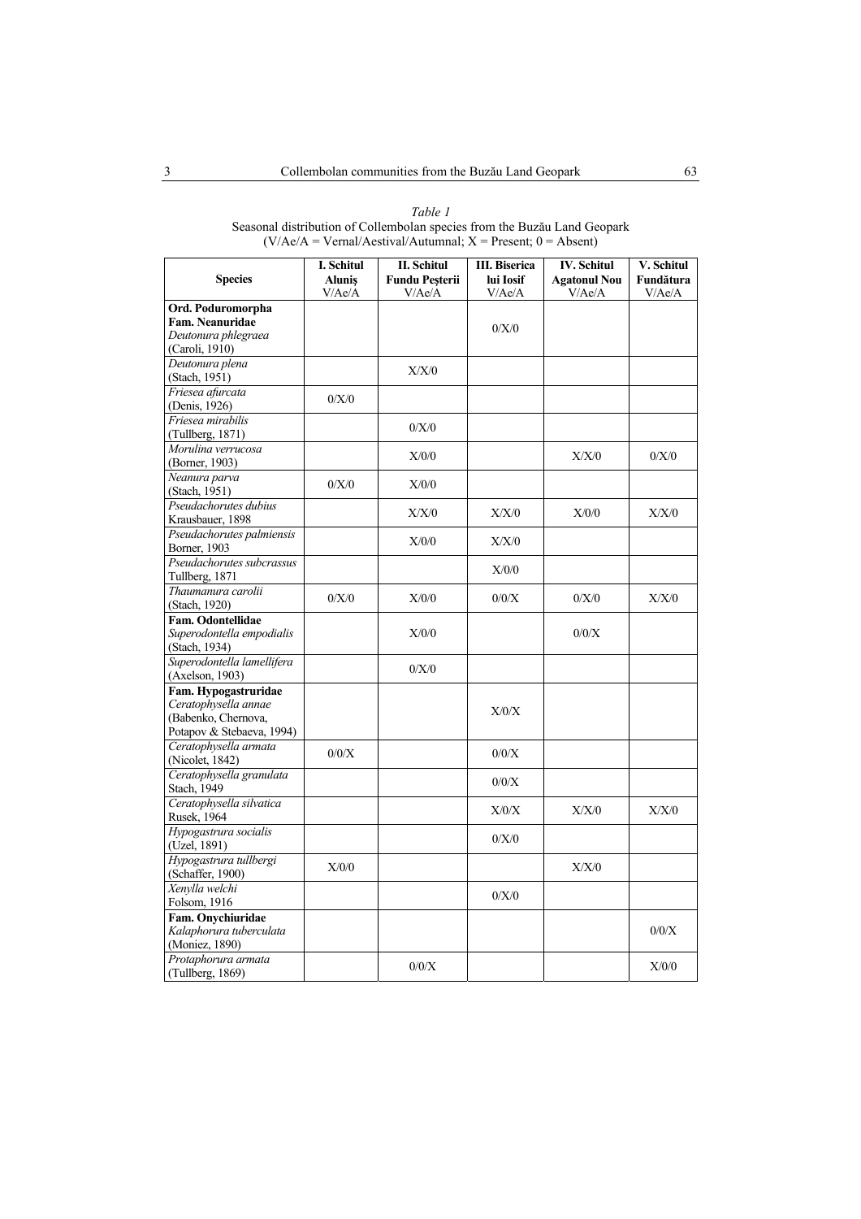*Table 1*
Seasonal distribution of Collembolan species from the Buzău Land Geopark
(V/Ae/A = Vernal/Aestival/Autumnal; X = Present; 0 = Absent)

| Species | I. Schitul Aluniș V/Ae/A | II. Schitul Fundu Peșterii V/Ae/A | III. Biserica lui Iosif V/Ae/A | IV. Schitul Agatonul Nou V/Ae/A | V. Schitul Fundătura V/Ae/A |
|---|---|---|---|---|---|
| **Ord. Poduromorpha** **Fam. Neanuridae** *Deutonura phlegraea* (Caroli, 1910) | | | 0/X/0 | | |
| *Deutonura plena* (Stach, 1951) | | X/X/0 | | | |
| *Friesea afurcata* (Denis, 1926) | 0/X/0 | | | | |
| *Friesea mirabilis* (Tullberg, 1871) | | 0/X/0 | | | |
| *Morulina verrucosa* (Borner, 1903) | | X/0/0 | | X/X/0 | 0/X/0 |
| *Neanura parva* (Stach, 1951) | 0/X/0 | X/0/0 | | | |
| *Pseudachorutes dubius* Krausbauer, 1898 | | X/X/0 | X/X/0 | X/0/0 | X/X/0 |
| *Pseudachorutes palmiensis* Borner, 1903 | | X/0/0 | X/X/0 | | |
| *Pseudachorutes subcrassus* Tullberg, 1871 | | | X/0/0 | | |
| *Thaumanura carolii* (Stach, 1920) | 0/X/0 | X/0/0 | 0/0/X | 0/X/0 | X/X/0 |
| **Fam. Odontellidae** *Superodontella empodialis* (Stach, 1934) | | X/0/0 | | 0/0/X | |
| *Superodontella lamellifera* (Axelson, 1903) | | 0/X/0 | | | |
| **Fam. Hypogastruridae** *Ceratophysella annae* (Babenko, Chernova, Potapov & Stebaeva, 1994) | | | X/0/X | | |
| *Ceratophysella armata* (Nicolet, 1842) | 0/0/X | | 0/0/X | | |
| *Ceratophysella granulata* Stach, 1949 | | | 0/0/X | | |
| *Ceratophysella silvatica* Rusek, 1964 | | | X/0/X | X/X/0 | X/X/0 |
| *Hypogastrura socialis* (Uzel, 1891) | | | 0/X/0 | | |
| *Hypogastrura tullbergi* (Schaffer, 1900) | X/0/0 | | | X/X/0 | |
| *Xenylla welchi* Folsom, 1916 | | | 0/X/0 | | |
| **Fam. Onychiuridae** *Kalaphorura tuberculata* (Moniez, 1890) | | | | | 0/0/X |
| *Protaphorura armata* (Tullberg, 1869) | | 0/0/X | | | X/0/0 |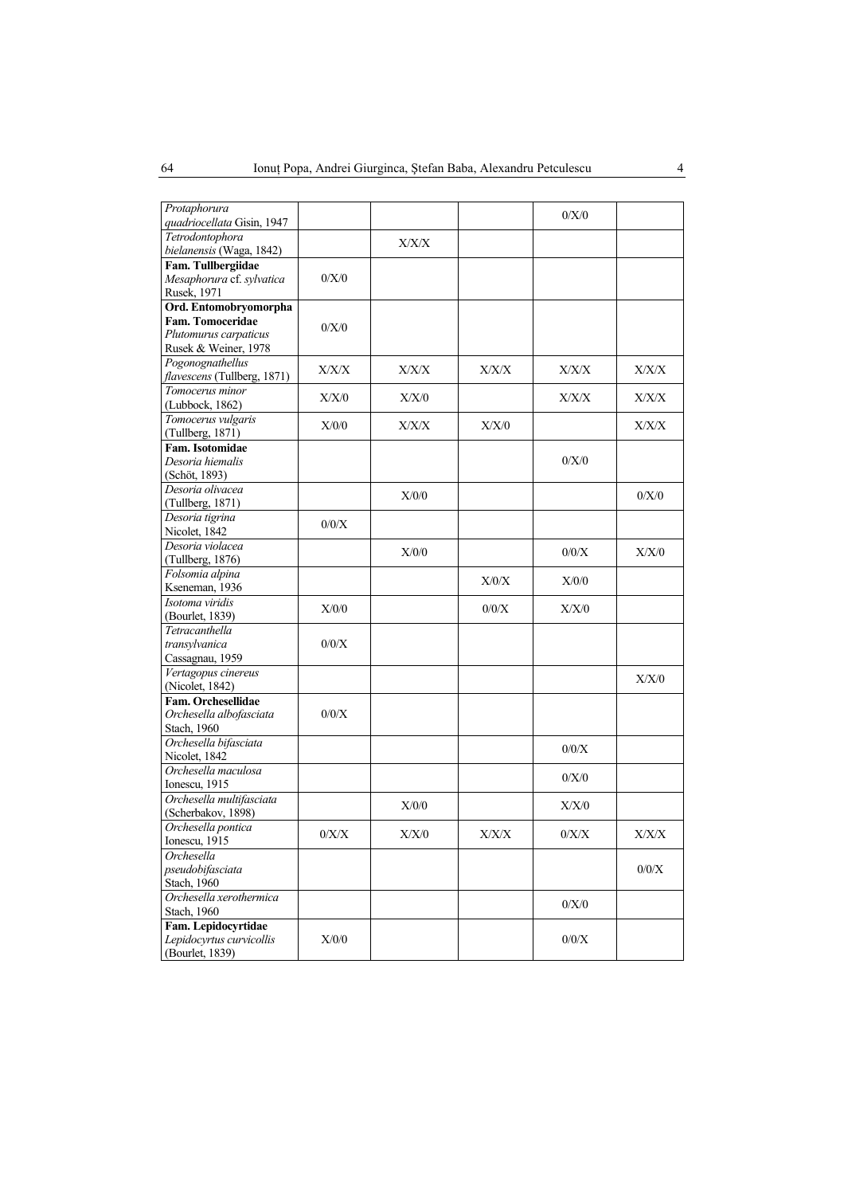| | | | | | |
|---|---|---|---|---|---|
| *Protaphorura quadriocellata* Gisin, 1947 | | | | 0/X/0 | |
| *Tetrodontophora bielanensis* (Waga, 1842) | | X/X/X | | | |
| **Fam. Tullbergiidae** *Mesaphorura* cf. *sylvatica* Rusek, 1971 | 0/X/0 | | | | |
| **Ord. Entomobryomorpha** **Fam. Tomoceridae** *Plutomurus carpaticus* Rusek & Weiner, 1978 | 0/X/0 | | | | |
| *Pogonognathellus flavescens* (Tullberg, 1871) | X/X/X | X/X/X | X/X/X | X/X/X | X/X/X |
| *Tomocerus minor* (Lubbock, 1862) | X/X/0 | X/X/0 | | X/X/X | X/X/X |
| *Tomocerus vulgaris* (Tullberg, 1871) | X/0/0 | X/X/X | X/X/0 | | X/X/X |
| **Fam. Isotomidae** *Desoria hiemalis* (Schöt, 1893) | | | | 0/X/0 | |
| *Desoria olivacea* (Tullberg, 1871) | | X/0/0 | | | 0/X/0 |
| *Desoria tigrina* Nicolet, 1842 | 0/0/X | | | | |
| *Desoria violacea* (Tullberg, 1876) | | X/0/0 | | 0/0/X | X/X/0 |
| *Folsomia alpina* Kseneman, 1936 | | | X/0/X | X/0/0 | |
| *Isotoma viridis* (Bourlet, 1839) | X/0/0 | | 0/0/X | X/X/0 | |
| *Tetracanthella transylvanica* Cassagnau, 1959 | 0/0/X | | | | |
| *Vertagopus cinereus* (Nicolet, 1842) | | | | | X/X/0 |
| **Fam. Orchesellidae** *Orchesella albofasciata* Stach, 1960 | 0/0/X | | | | |
| *Orchesella bifasciata* Nicolet, 1842 | | | | 0/0/X | |
| *Orchesella maculosa* Ionescu, 1915 | | | | 0/X/0 | |
| *Orchesella multifasciata* (Scherbakov, 1898) | | X/0/0 | | X/X/0 | |
| *Orchesella pontica* Ionescu, 1915 | 0/X/X | X/X/0 | X/X/X | 0/X/X | X/X/X |
| *Orchesella pseudobifasciata* Stach, 1960 | | | | | 0/0/X |
| *Orchesella xerothermica* Stach, 1960 | | | | 0/X/0 | |
| **Fam. Lepidocyrtidae** *Lepidocyrtus curvicollis* (Bourlet, 1839) | X/0/0 | | | 0/0/X | |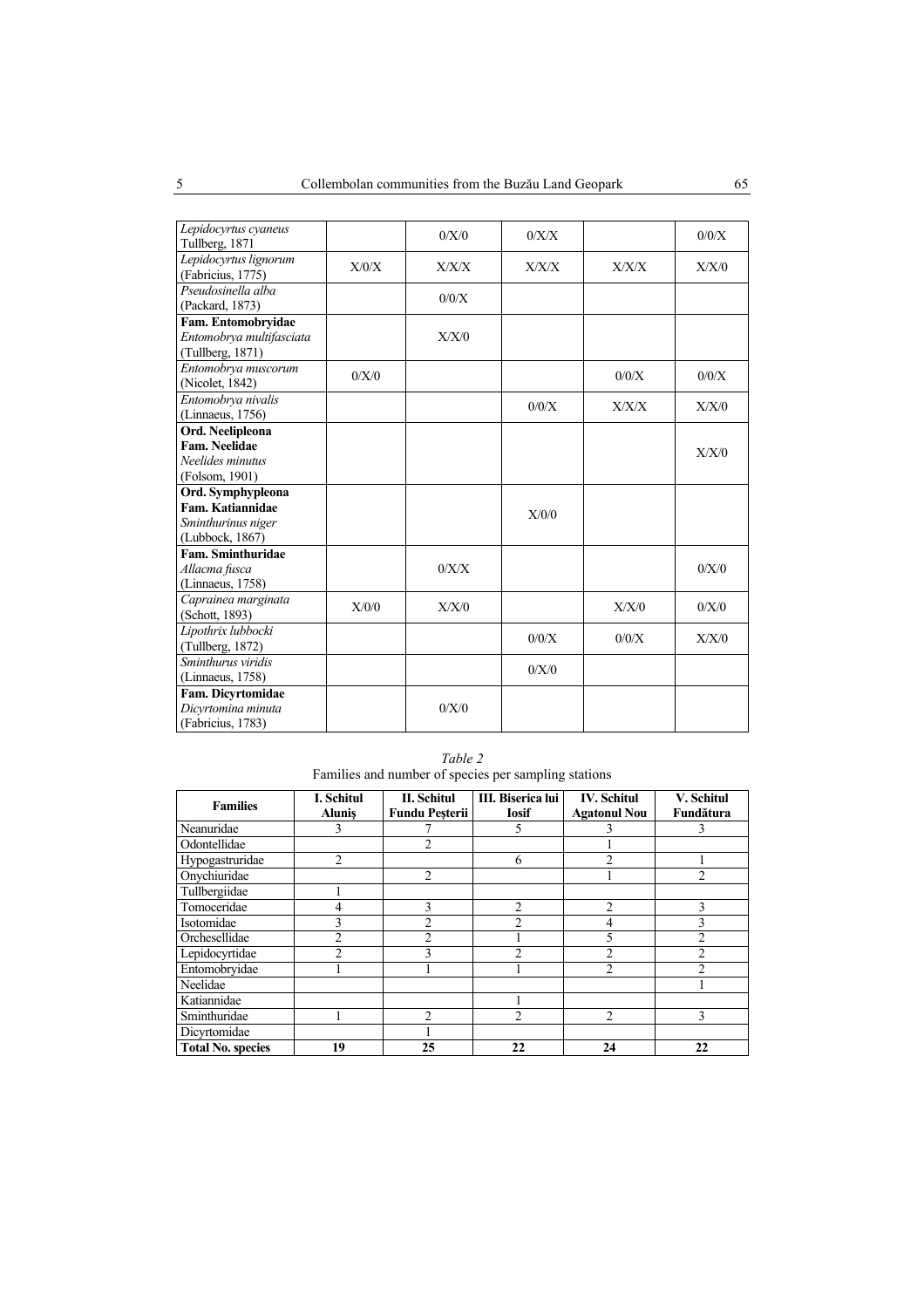| | | | | | |
|---|---|---|---|---|---|
| *Lepidocyrtus cyaneus* Tullberg, 1871 | | 0/X/0 | 0/X/X | | 0/0/X |
| *Lepidocyrtus lignorum* (Fabricius, 1775) | X/0/X | X/X/X | X/X/X | X/X/X | X/X/0 |
| *Pseudosinella alba* (Packard, 1873) | | 0/0/X | | | |
| **Fam. Entomobryidae** *Entomobrya multifasciata* (Tullberg, 1871) | | X/X/0 | | | |
| *Entomobrya muscorum* (Nicolet, 1842) | 0/X/0 | | | 0/0/X | 0/0/X |
| *Entomobrya nivalis* (Linnaeus, 1756) | | | 0/0/X | X/X/X | X/X/0 |
| **Ord. Neelipleona** **Fam. Neelidae** *Neelides minutus* (Folsom, 1901) | | | | | X/X/0 |
| **Ord. Symphypleona** **Fam. Katiannidae** *Sminthurinus niger* (Lubbock, 1867) | | | X/0/0 | | |
| **Fam. Sminthuridae** *Allacma fusca* (Linnaeus, 1758) | | 0/X/X | | | 0/X/0 |
| *Caprainea marginata* (Schott, 1893) | X/0/0 | X/X/0 | | X/X/0 | 0/X/0 |
| *Lipothrix lubbocki* (Tullberg, 1872) | | | 0/0/X | 0/0/X | X/X/0 |
| *Sminthurus viridis* (Linnaeus, 1758) | | | 0/X/0 | | |
| **Fam. Dicyrtomidae** *Dicyrtomina minuta* (Fabricius, 1783) | | 0/X/0 | | | |

*Table 2*
Families and number of species per sampling stations

| Families | I. Schitul Aluniş | II. Schitul Fundu Peşterii | III. Biserica lui Iosif | IV. Schitul Agatonul Nou | V. Schitul Fundătura |
|---|---|---|---|---|---|
| Neanuridae | 3 | 7 | 5 | 3 | 3 |
| Odontellidae | | 2 | | 1 | |
| Hypogastruridae | 2 | | 6 | 2 | 1 |
| Onychiuridae | | 2 | | 1 | 2 |
| Tullbergiidae | 1 | | | | |
| Tomoceridae | 4 | 3 | 2 | 2 | 3 |
| Isotomidae | 3 | 2 | 2 | 4 | 3 |
| Orchesellidae | 2 | 2 | 1 | 5 | 2 |
| Lepidocyrtidae | 2 | 3 | 2 | 2 | 2 |
| Entomobryidae | 1 | 1 | 1 | 2 | 2 |
| Neelidae | | | | | 1 |
| Katiannidae | | | 1 | | |
| Sminthuridae | 1 | 2 | 2 | 2 | 3 |
| Dicyrtomidae | | 1 | | | |
| **Total No. species** | **19** | **25** | **22** | **24** | **22** |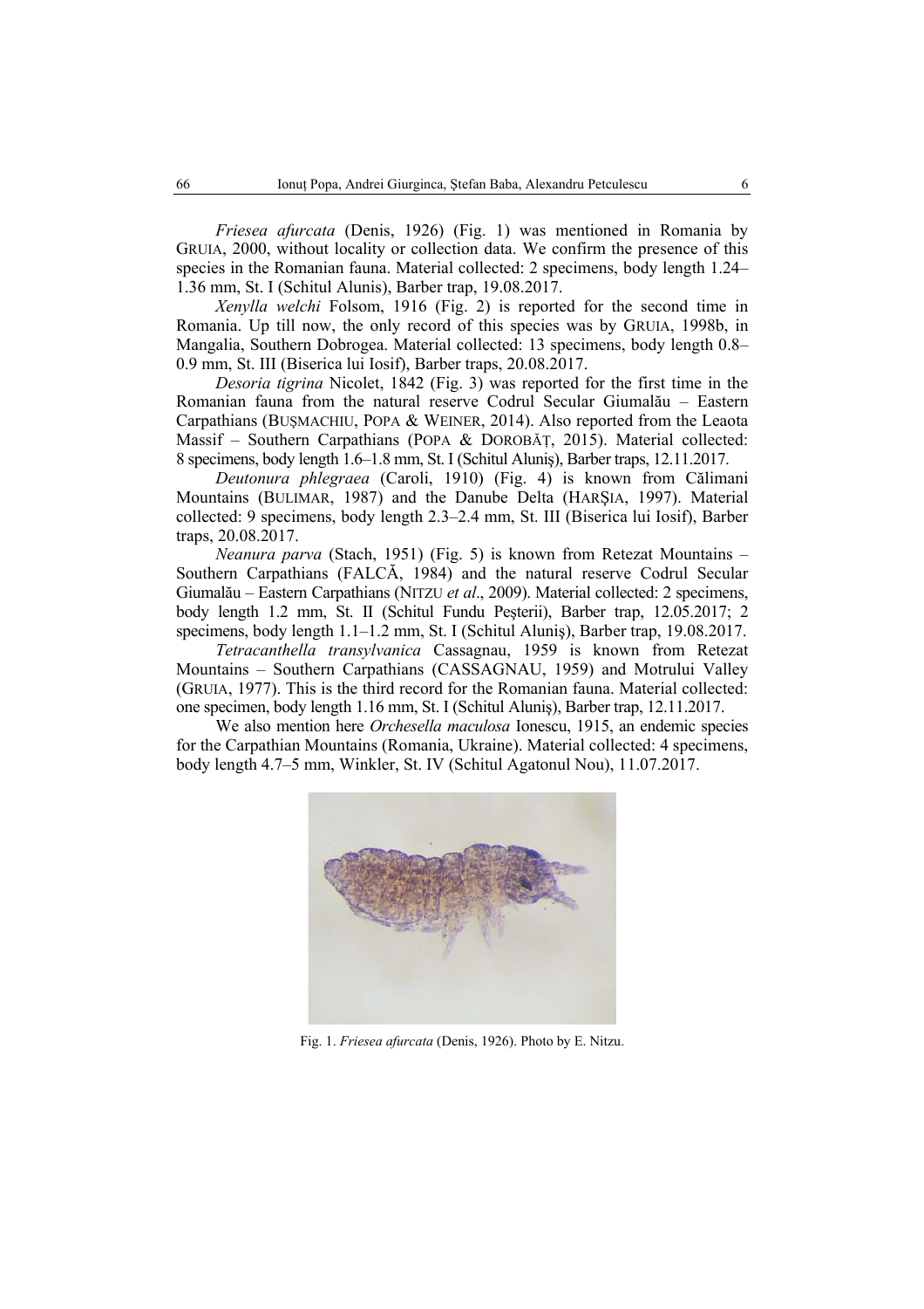*Friesea afurcata* (Denis, 1926) (Fig. 1) was mentioned in Romania by GRUIA, 2000, without locality or collection data. We confirm the presence of this species in the Romanian fauna. Material collected: 2 specimens, body length 1.24–1.36 mm, St. I (Schitul Alunis), Barber trap, 19.08.2017.

*Xenylla welchi* Folsom, 1916 (Fig. 2) is reported for the second time in Romania. Up till now, the only record of this species was by GRUIA, 1998b, in Mangalia, Southern Dobrogea. Material collected: 13 specimens, body length 0.8–0.9 mm, St. III (Biserica lui Iosif), Barber traps, 20.08.2017.

*Desoria tigrina* Nicolet, 1842 (Fig. 3) was reported for the first time in the Romanian fauna from the natural reserve Codrul Secular Giumalău – Eastern Carpathians (BUȘMACHIU, POPA & WEINER, 2014). Also reported from the Leaota Massif – Southern Carpathians (POPA & DOROBĂȚ, 2015). Material collected: 8 specimens, body length 1.6–1.8 mm, St. I (Schitul Aluniş), Barber traps, 12.11.2017.

*Deutonura phlegraea* (Caroli, 1910) (Fig. 4) is known from Călimani Mountains (BULIMAR, 1987) and the Danube Delta (HARŞIA, 1997). Material collected: 9 specimens, body length 2.3–2.4 mm, St. III (Biserica lui Iosif), Barber traps, 20.08.2017.

*Neanura parva* (Stach, 1951) (Fig. 5) is known from Retezat Mountains – Southern Carpathians (FALCĂ, 1984) and the natural reserve Codrul Secular Giumalău – Eastern Carpathians (NITZU *et al*., 2009). Material collected: 2 specimens, body length 1.2 mm, St. II (Schitul Fundu Peşterii), Barber trap, 12.05.2017; 2 specimens, body length 1.1–1.2 mm, St. I (Schitul Aluniş), Barber trap, 19.08.2017.

*Tetracanthella transylvanica* Cassagnau, 1959 is known from Retezat Mountains – Southern Carpathians (CASSAGNAU, 1959) and Motrului Valley (GRUIA, 1977). This is the third record for the Romanian fauna. Material collected: one specimen, body length 1.16 mm, St. I (Schitul Aluniş), Barber trap, 12.11.2017.

We also mention here *Orchesella maculosa* Ionescu, 1915, an endemic species for the Carpathian Mountains (Romania, Ukraine). Material collected: 4 specimens, body length 4.7–5 mm, Winkler, St. IV (Schitul Agatonul Nou), 11.07.2017.

Fig. 1. *Friesea afurcata* (Denis, 1926). Photo by E. Nitzu.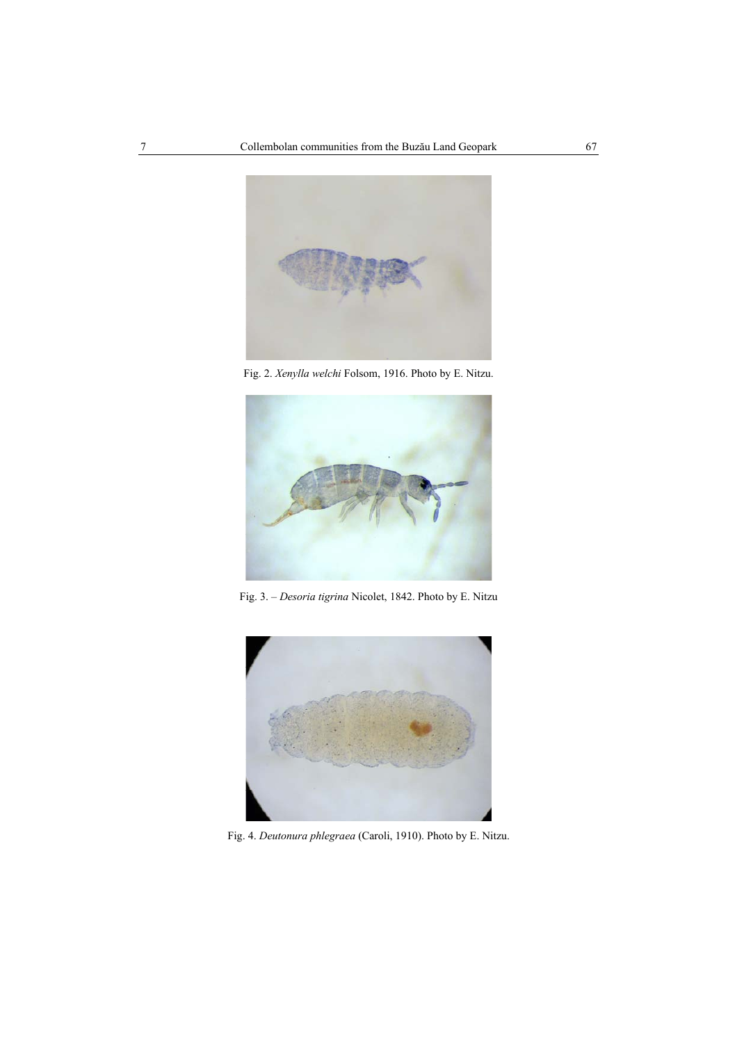Fig. 2. *Xenylla welchi* Folsom, 1916. Photo by E. Nitzu.

Fig. 3. – *Desoria tigrina* Nicolet, 1842. Photo by E. Nitzu

Fig. 4. *Deutonura phlegraea* (Caroli, 1910). Photo by E. Nitzu.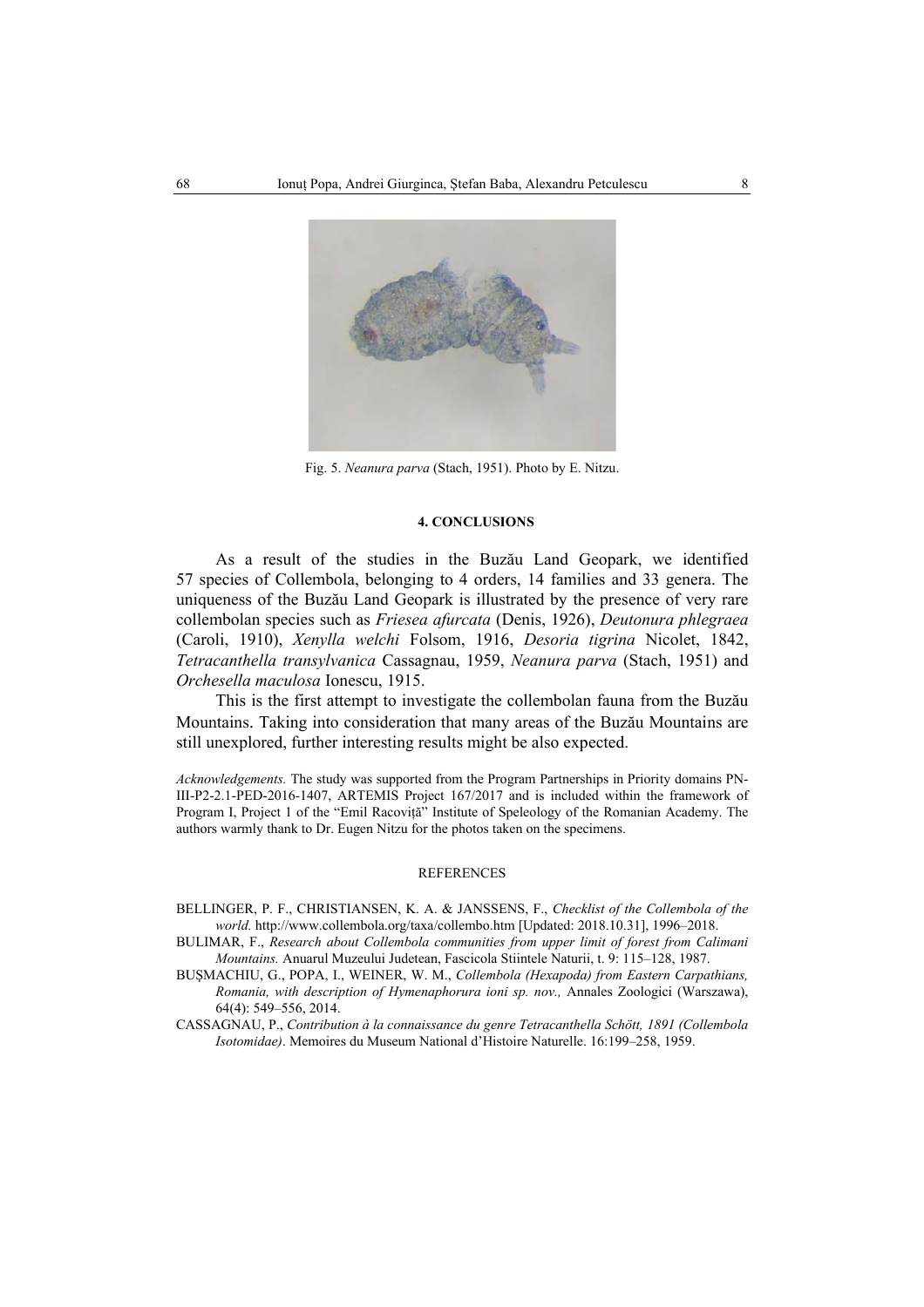Fig. 5. *Neanura parva* (Stach, 1951). Photo by E. Nitzu.

#### 4. CONCLUSIONS

As a result of the studies in the Buzău Land Geopark, we identified 57 species of Collembola, belonging to 4 orders, 14 families and 33 genera. The uniqueness of the Buzău Land Geopark is illustrated by the presence of very rare collembolan species such as *Friesea afurcata* (Denis, 1926), *Deutonura phlegraea* (Caroli, 1910), *Xenylla welchi* Folsom, 1916, *Desoria tigrina* Nicolet, 1842, *Tetracanthella transylvanica* Cassagnau, 1959, *Neanura parva* (Stach, 1951) and *Orchesella maculosa* Ionescu, 1915.

This is the first attempt to investigate the collembolan fauna from the Buzău Mountains. Taking into consideration that many areas of the Buzău Mountains are still unexplored, further interesting results might be also expected.

*Acknowledgements.* The study was supported from the Program Partnerships in Priority domains PN-III-P2-2.1-PED-2016-1407, ARTEMIS Project 167/2017 and is included within the framework of Program I, Project 1 of the "Emil Racoviță" Institute of Speleology of the Romanian Academy. The authors warmly thank to Dr. Eugen Nitzu for the photos taken on the specimens.

#### REFERENCES

BELLINGER, P. F., CHRISTIANSEN, K. A. & JANSSENS, F., *Checklist of the Collembola of the world.* http://www.collembola.org/taxa/collembo.htm [Updated: 2018.10.31], 1996–2018.

BULIMAR, F., *Research about Collembola communities from upper limit of forest from Calimani Mountains.* Anuarul Muzeului Judetean, Fascicola Stiintele Naturii, t. 9: 115–128, 1987.

BUŞMACHIU, G., POPA, I., WEINER, W. M., *Collembola (Hexapoda) from Eastern Carpathians, Romania, with description of Hymenaphorura ioni sp. nov.,* Annales Zoologici (Warszawa), 64(4): 549–556, 2014.

CASSAGNAU, P., *Contribution à la connaissance du genre Tetracanthella Schött, 1891 (Collembola Isotomidae)*. Memoires du Museum National d'Histoire Naturelle. 16:199–258, 1959.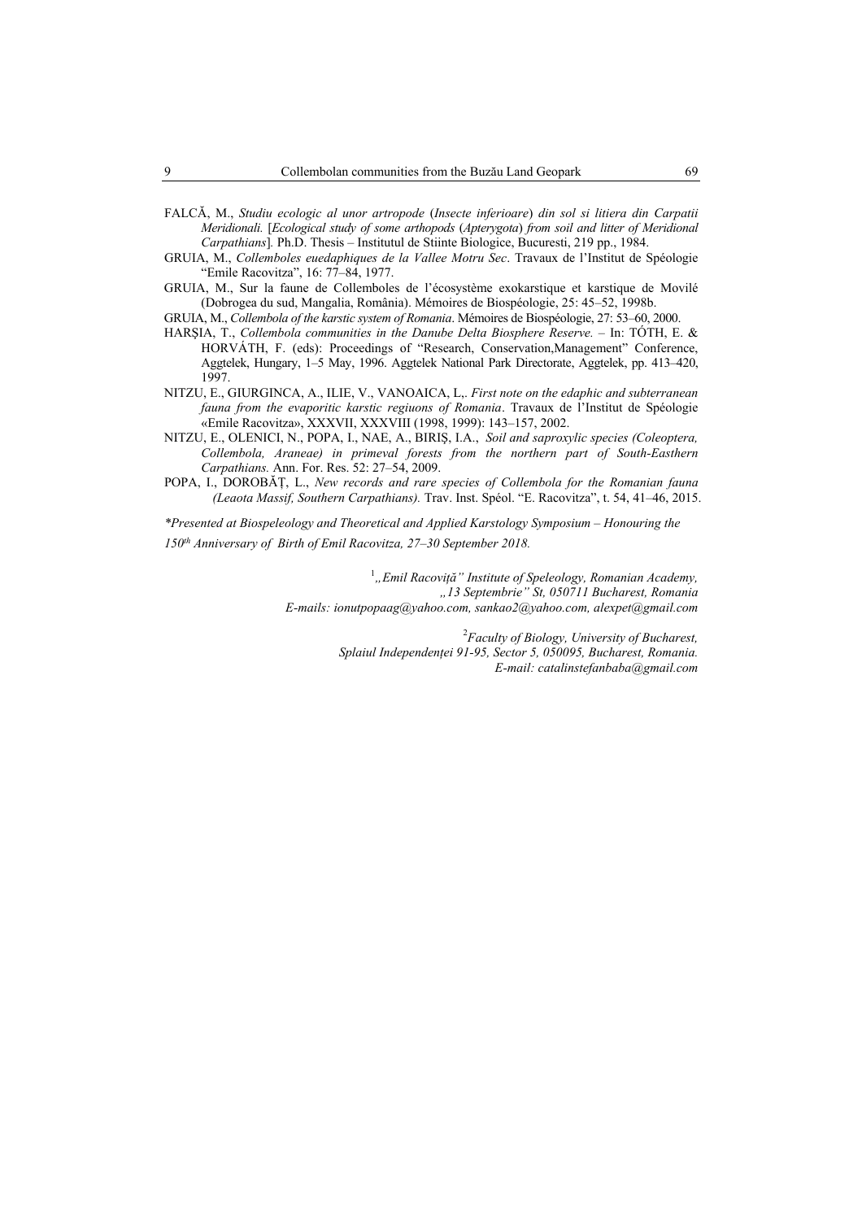FALCĂ, M., *Studiu ecologic al unor artropode* (*Insecte inferioare*) *din sol si litiera din Carpatii Meridionali.* [*Ecological study of some arthopods* (*Apterygota*) *from soil and litter of Meridional Carpathians*]*.* Ph.D. Thesis – Institutul de Stiinte Biologice, Bucuresti, 219 pp., 1984.

GRUIA, M., *Collemboles euedaphiques de la Vallee Motru Sec*. Travaux de l'Institut de Spéologie "Emile Racovitza", 16: 77–84, 1977.

GRUIA, M., Sur la faune de Collemboles de l'écosystème exokarstique et karstique de Movilé (Dobrogea du sud, Mangalia, România). Mémoires de Biospéologie, 25: 45–52, 1998b.

GRUIA, M., *Collembola of the karstic system of Romania*. Mémoires de Biospéologie, 27: 53–60, 2000.

HARŞIA, T., *Collembola communities in the Danube Delta Biosphere Reserve.* – In: TÓTH, E. & HORVÁTH, F. (eds): Proceedings of "Research, Conservation,Management" Conference, Aggtelek, Hungary, 1–5 May, 1996. Aggtelek National Park Directorate, Aggtelek, pp. 413–420, 1997.

NITZU, E., GIURGINCA, A., ILIE, V., VANOAICA, L,. *First note on the edaphic and subterranean fauna from the evaporitic karstic regiuons of Romania*. Travaux de l'Institut de Spéologie «Emile Racovitza», XXXVII, XXXVIII (1998, 1999): 143–157, 2002.

NITZU, E., OLENICI, N., POPA, I., NAE, A., BIRIȘ, I.A., *Soil and saproxylic species (Coleoptera, Collembola, Araneae) in primeval forests from the northern part of South-Easthern Carpathians.* Ann. For. Res. 52: 27–54, 2009.

POPA, I., DOROBĂȚ, L., *New records and rare species of Collembola for the Romanian fauna (Leaota Massif, Southern Carpathians).* Trav. Inst. Spéol. "E. Racovitza", t. 54, 41–46, 2015.

*\*Presented at Biospeleology and Theoretical and Applied Karstology Symposium – Honouring the 150th Anniversary of Birth of Emil Racovitza, 27–30 September 2018.*

[1] *„Emil Racoviță" Institute of Speleology, Romanian Academy, „13 Septembrie" St, 050711 Bucharest, Romania*
*E-mails: ionutpopaag@yahoo.com, sankao2@yahoo.com, alexpet@gmail.com*

[2] *Faculty of Biology, University of Bucharest, Splaiul Independenței 91-95, Sector 5, 050095, Bucharest, Romania.*
*E-mail: catalinstefanbaba@gmail.com*